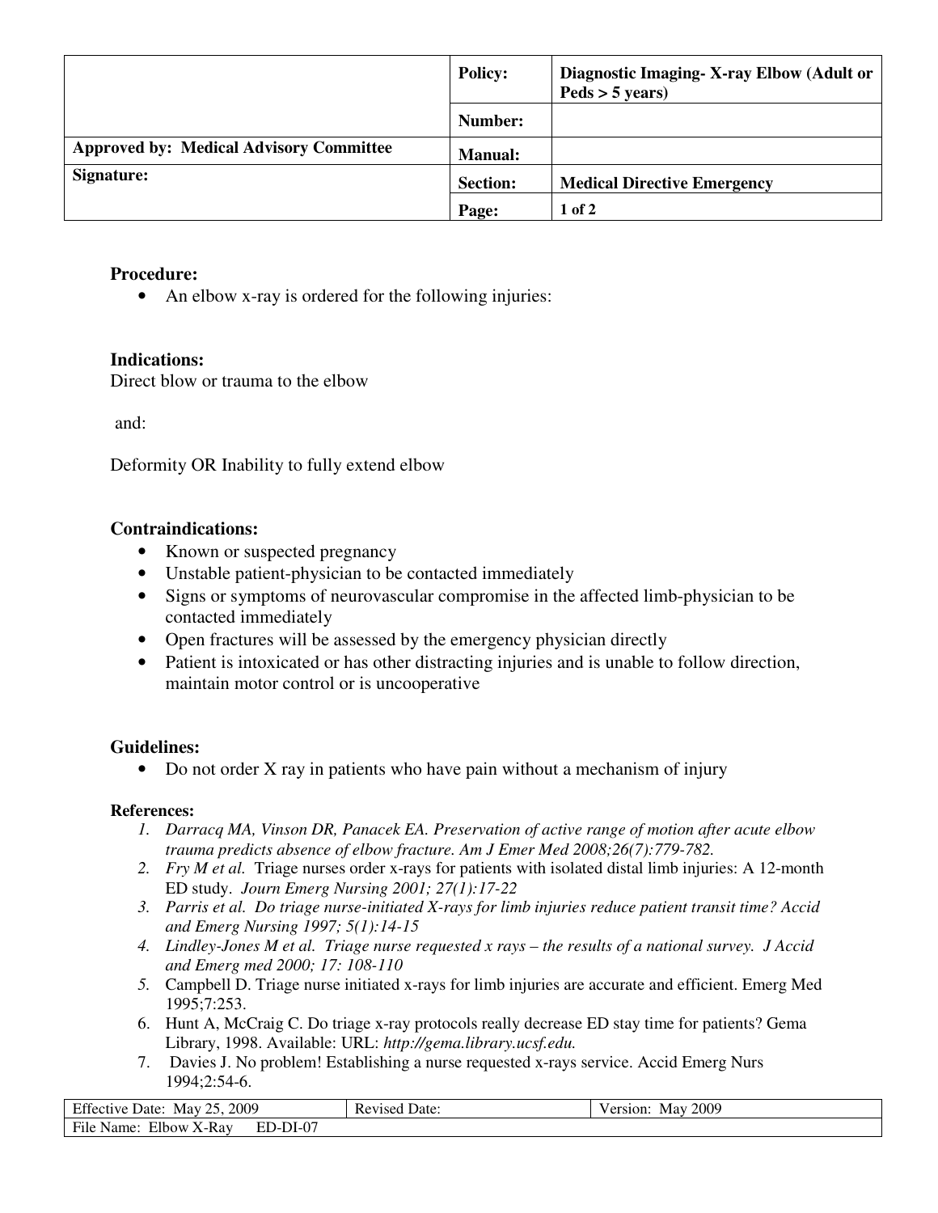| | Policy: | Diagnostic Imaging- X-ray Elbow (Adult or Peds > 5 years) |
|---|---|---|
| | Number: | |
| Approved by: Medical Advisory Committee | Manual: | |
| Signature: | Section: | Medical Directive Emergency |
| | Page: | 1 of 2 |

### Procedure:

- An elbow x-ray is ordered for the following injuries:

### Indications:

Direct blow or trauma to the elbow

and:

Deformity OR Inability to fully extend elbow

### Contraindications:

- Known or suspected pregnancy
- Unstable patient-physician to be contacted immediately
- Signs or symptoms of neurovascular compromise in the affected limb-physician to be contacted immediately
- Open fractures will be assessed by the emergency physician directly
- Patient is intoxicated or has other distracting injuries and is unable to follow direction, maintain motor control or is uncooperative

### Guidelines:

- Do not order X ray in patients who have pain without a mechanism of injury

#### References:

1. *Darracq MA, Vinson DR, Panacek EA. Preservation of active range of motion after acute elbow trauma predicts absence of elbow fracture. Am J Emer Med 2008;26(7):779-782.*
2. *Fry M et al. Triage nurses order x-rays for patients with isolated distal limb injuries: A 12-month ED study. Journ Emerg Nursing 2001; 27(1):17-22*
3. *Parris et al. Do triage nurse-initiated X-rays for limb injuries reduce patient transit time? Accid and Emerg Nursing 1997; 5(1):14-15*
4. *Lindley-Jones M et al. Triage nurse requested x rays – the results of a national survey. J Accid and Emerg med 2000; 17: 108-110*
5. Campbell D. Triage nurse initiated x-rays for limb injuries are accurate and efficient. Emerg Med 1995;7:253.
6. Hunt A, McCraig C. Do triage x-ray protocols really decrease ED stay time for patients? Gema Library, 1998. Available: URL: *http://gema.library.ucsf.edu.*
7. Davies J. No problem! Establishing a nurse requested x-rays service. Accid Emerg Nurs 1994;2:54-6.

| Effective Date: May 25, 2009 | Revised Date: | Version: May 2009 |
|---|---|---|
| File Name: Elbow X-Ray ED-DI-07 | | |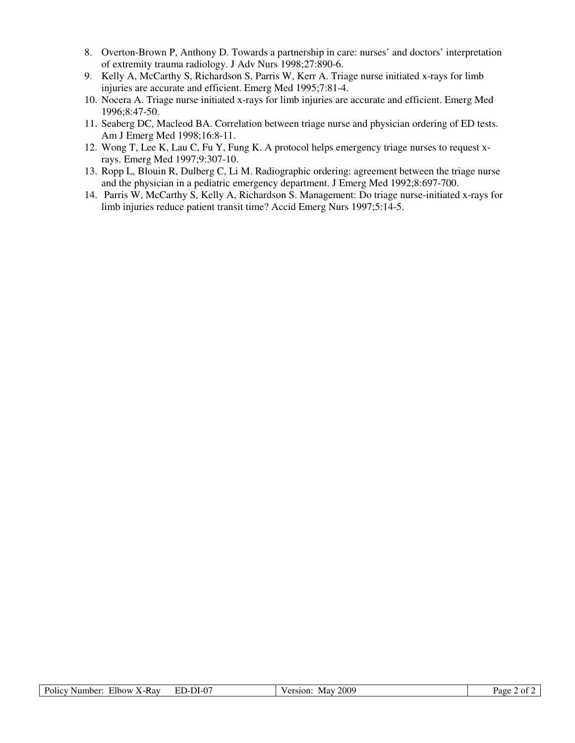8. Overton-Brown P, Anthony D. Towards a partnership in care: nurses' and doctors' interpretation of extremity trauma radiology. J Adv Nurs 1998;27:890-6.
9. Kelly A, McCarthy S, Richardson S, Parris W, Kerr A. Triage nurse initiated x-rays for limb injuries are accurate and efficient. Emerg Med 1995;7:81-4.
10. Nocera A. Triage nurse initiated x-rays for limb injuries are accurate and efficient. Emerg Med 1996;8:47-50.
11. Seaberg DC, Macleod BA. Correlation between triage nurse and physician ordering of ED tests. Am J Emerg Med 1998;16:8-11.
12. Wong T, Lee K, Lau C, Fu Y, Fung K. A protocol helps emergency triage nurses to request x-rays. Emerg Med 1997;9:307-10.
13. Ropp L, Blouin R, Dulberg C, Li M. Radiographic ordering: agreement between the triage nurse and the physician in a pediatric emergency department. J Emerg Med 1992;8:697-700.
14. Parris W, McCarthy S, Kelly A, Richardson S. Management: Do triage nurse-initiated x-rays for limb injuries reduce patient transit time? Accid Emerg Nurs 1997;5:14-5.